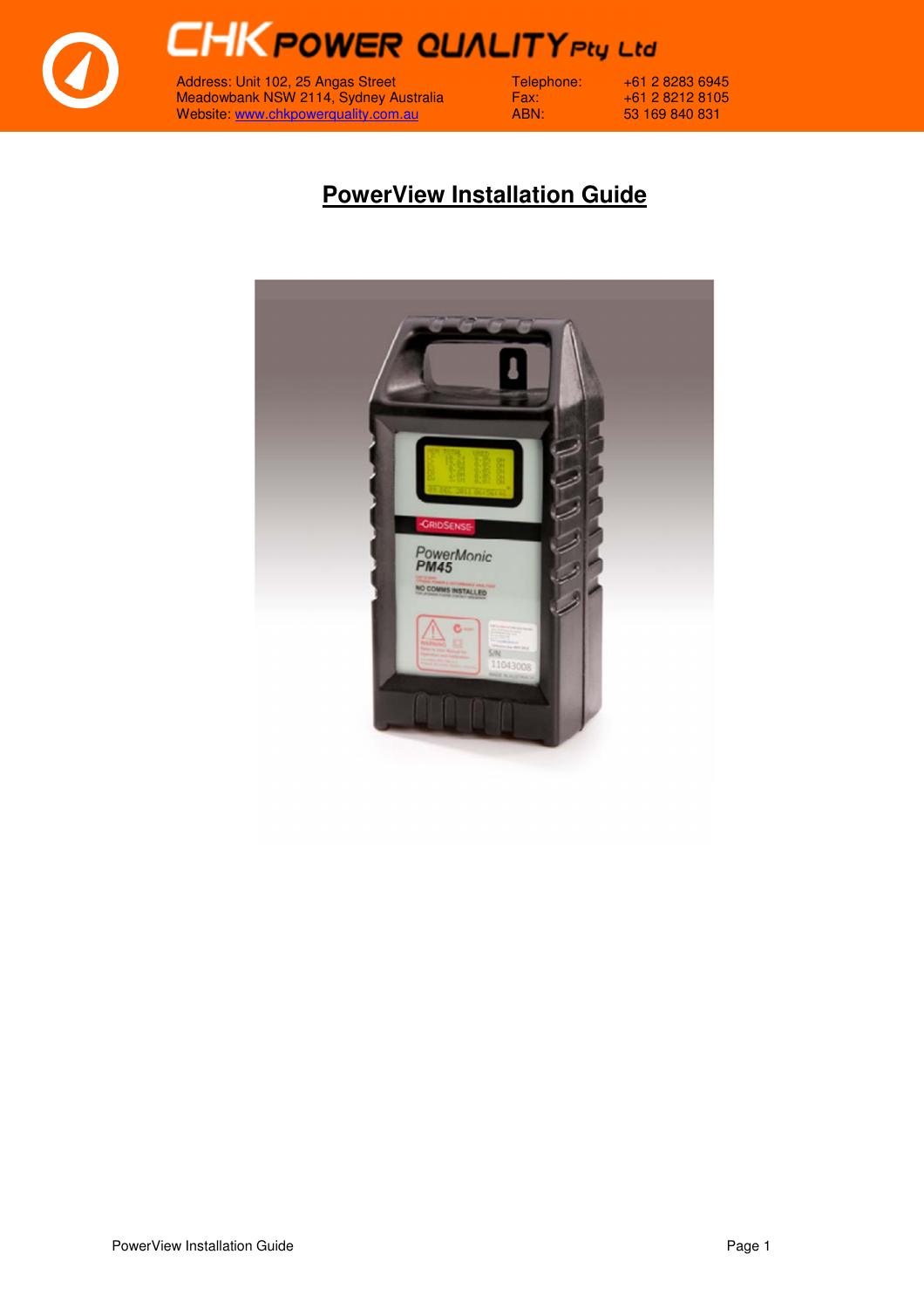# CHK POWER QUALITY Pty Ltd

Address: Unit 102, 25 Angas Street
Meadowbank NSW 2114, Sydney Australia
Website: [www.chkpowerquality.com.au](http://www.chkpowerquality.com.au)

Telephone: +61 2 8283 6945
Fax: +61 2 8212 8105
ABN: 53 169 840 831

## PowerView Installation Guide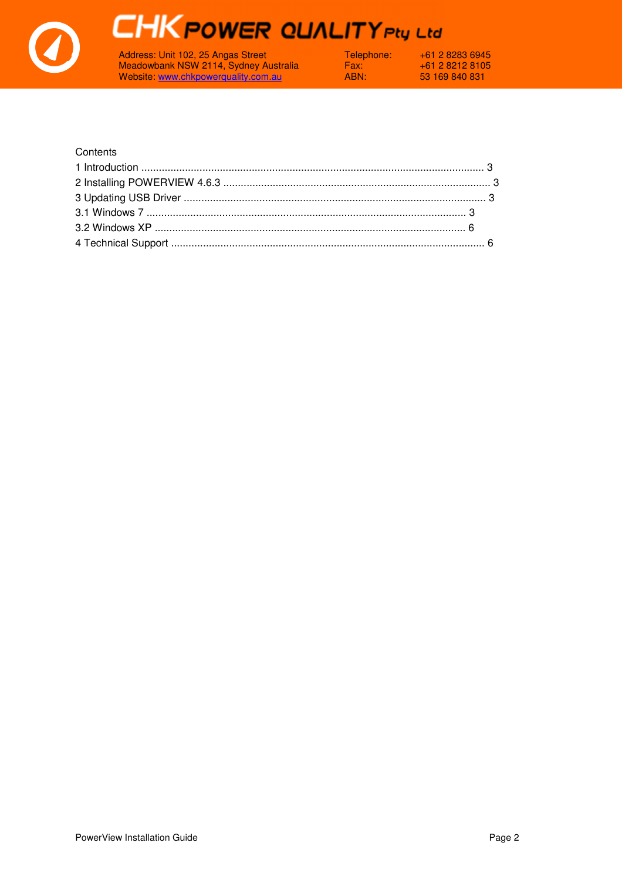Contents

1 Introduction .................................................................................................................... 3

2 Installing POWERVIEW 4.6.3 .......................................................................................... 3

3 Updating USB Driver ...................................................................................................... 3

3.1 Windows 7 ............................................................................................................ 3

3.2 Windows XP .......................................................................................................... 6

4 Technical Support .......................................................................................................... 6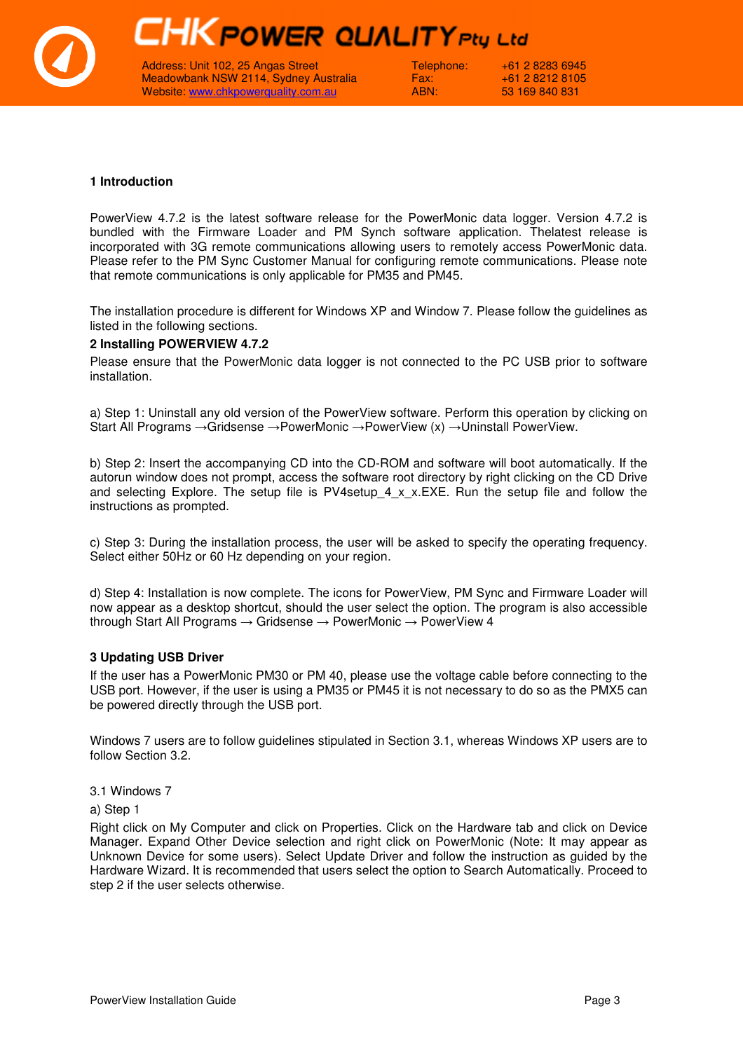**CHK POWER QUALITY Pty Ltd**

Address: Unit 102, 25 Angas Street
Meadowbank NSW 2114, Sydney Australia
Website: www.chkpowerquality.com.au

Telephone: +61 2 8283 6945
Fax: +61 2 8212 8105
ABN: 53 169 840 831

## 1 Introduction

PowerView 4.7.2 is the latest software release for the PowerMonic data logger. Version 4.7.2 is bundled with the Firmware Loader and PM Synch software application. Thelatest release is incorporated with 3G remote communications allowing users to remotely access PowerMonic data. Please refer to the PM Sync Customer Manual for configuring remote communications. Please note that remote communications is only applicable for PM35 and PM45.

The installation procedure is different for Windows XP and Window 7. Please follow the guidelines as listed in the following sections.

## 2 Installing POWERVIEW 4.7.2

Please ensure that the PowerMonic data logger is not connected to the PC USB prior to software installation.

a) Step 1: Uninstall any old version of the PowerView software. Perform this operation by clicking on Start All Programs →Gridsense →PowerMonic →PowerView (x) →Uninstall PowerView.

b) Step 2: Insert the accompanying CD into the CD-ROM and software will boot automatically. If the autorun window does not prompt, access the software root directory by right clicking on the CD Drive and selecting Explore. The setup file is PV4setup_4_x_x.EXE. Run the setup file and follow the instructions as prompted.

c) Step 3: During the installation process, the user will be asked to specify the operating frequency. Select either 50Hz or 60 Hz depending on your region.

d) Step 4: Installation is now complete. The icons for PowerView, PM Sync and Firmware Loader will now appear as a desktop shortcut, should the user select the option. The program is also accessible through Start All Programs → Gridsense → PowerMonic → PowerView 4

## 3 Updating USB Driver

If the user has a PowerMonic PM30 or PM 40, please use the voltage cable before connecting to the USB port. However, if the user is using a PM35 or PM45 it is not necessary to do so as the PMX5 can be powered directly through the USB port.

Windows 7 users are to follow guidelines stipulated in Section 3.1, whereas Windows XP users are to follow Section 3.2.

### 3.1 Windows 7

a) Step 1

Right click on My Computer and click on Properties. Click on the Hardware tab and click on Device Manager. Expand Other Device selection and right click on PowerMonic (Note: It may appear as Unknown Device for some users). Select Update Driver and follow the instruction as guided by the Hardware Wizard. It is recommended that users select the option to Search Automatically. Proceed to step 2 if the user selects otherwise.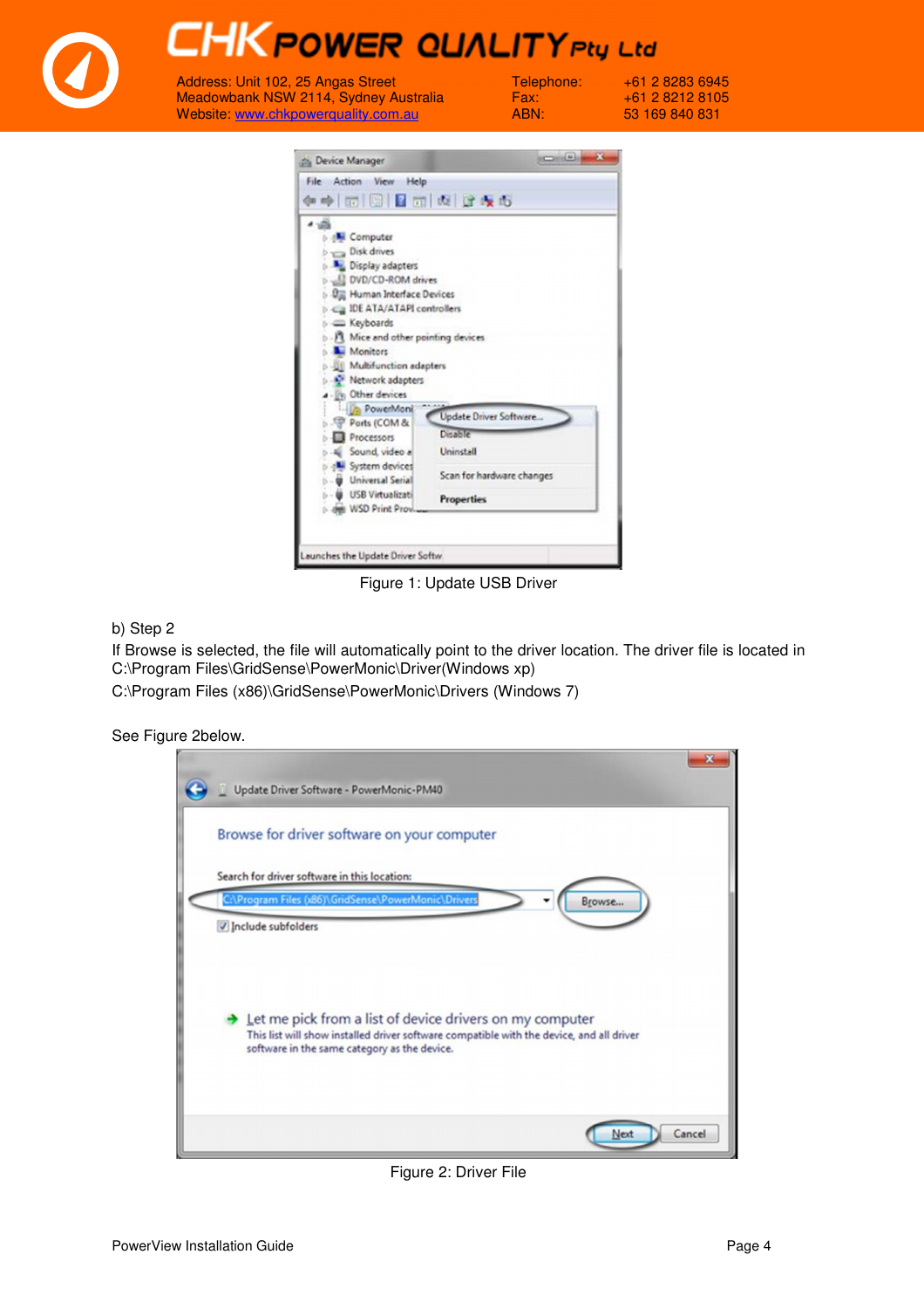Figure 1: Update USB Driver

b) Step 2

If Browse is selected, the file will automatically point to the driver location. The driver file is located in C:\Program Files\GridSense\PowerMonic\Driver(Windows xp)

C:\Program Files (x86)\GridSense\PowerMonic\Drivers (Windows 7)

See Figure 2below.

Figure 2: Driver File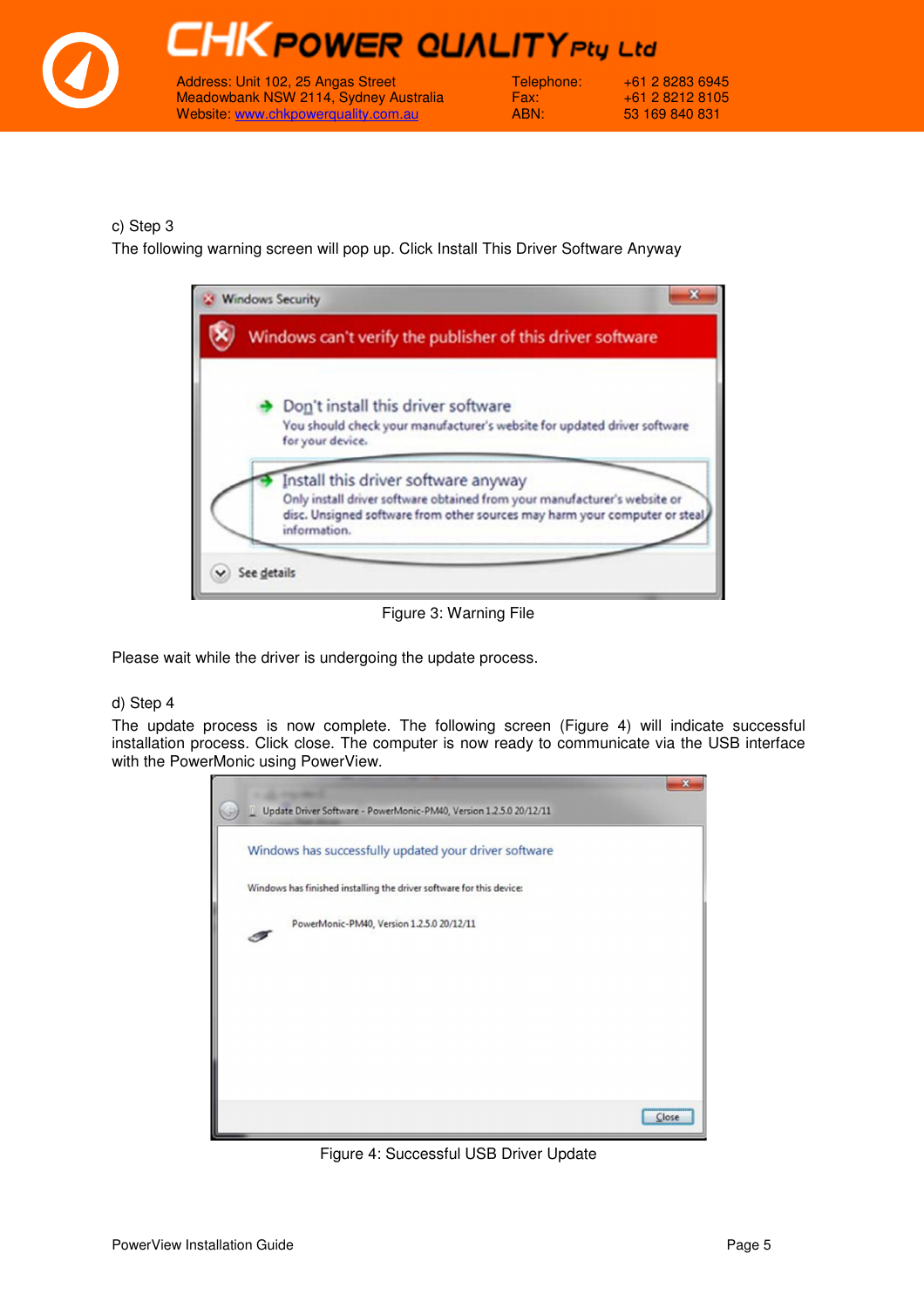c) Step 3

The following warning screen will pop up. Click Install This Driver Software Anyway

Figure 3: Warning File

Please wait while the driver is undergoing the update process.

d) Step 4

The update process is now complete. The following screen (Figure 4) will indicate successful installation process. Click close. The computer is now ready to communicate via the USB interface with the PowerMonic using PowerView.

Figure 4: Successful USB Driver Update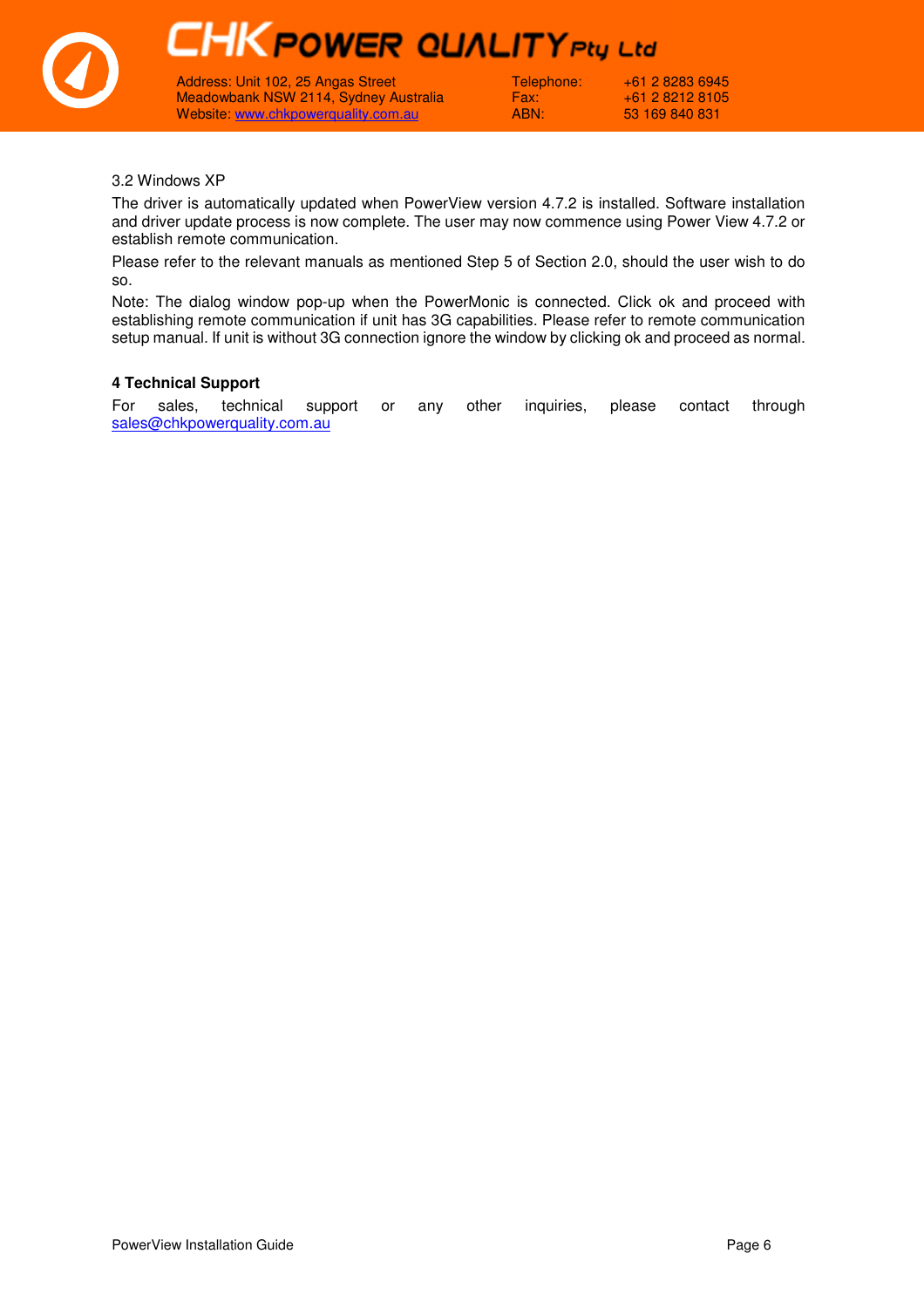### 3.2 Windows XP

The driver is automatically updated when PowerView version 4.7.2 is installed. Software installation and driver update process is now complete. The user may now commence using Power View 4.7.2 or establish remote communication.

Please refer to the relevant manuals as mentioned Step 5 of Section 2.0, should the user wish to do so.

Note: The dialog window pop-up when the PowerMonic is connected. Click ok and proceed with establishing remote communication if unit has 3G capabilities. Please refer to remote communication setup manual. If unit is without 3G connection ignore the window by clicking ok and proceed as normal.

## 4 Technical Support

For sales, technical support or any other inquiries, please contact through sales@chkpowerquality.com.au